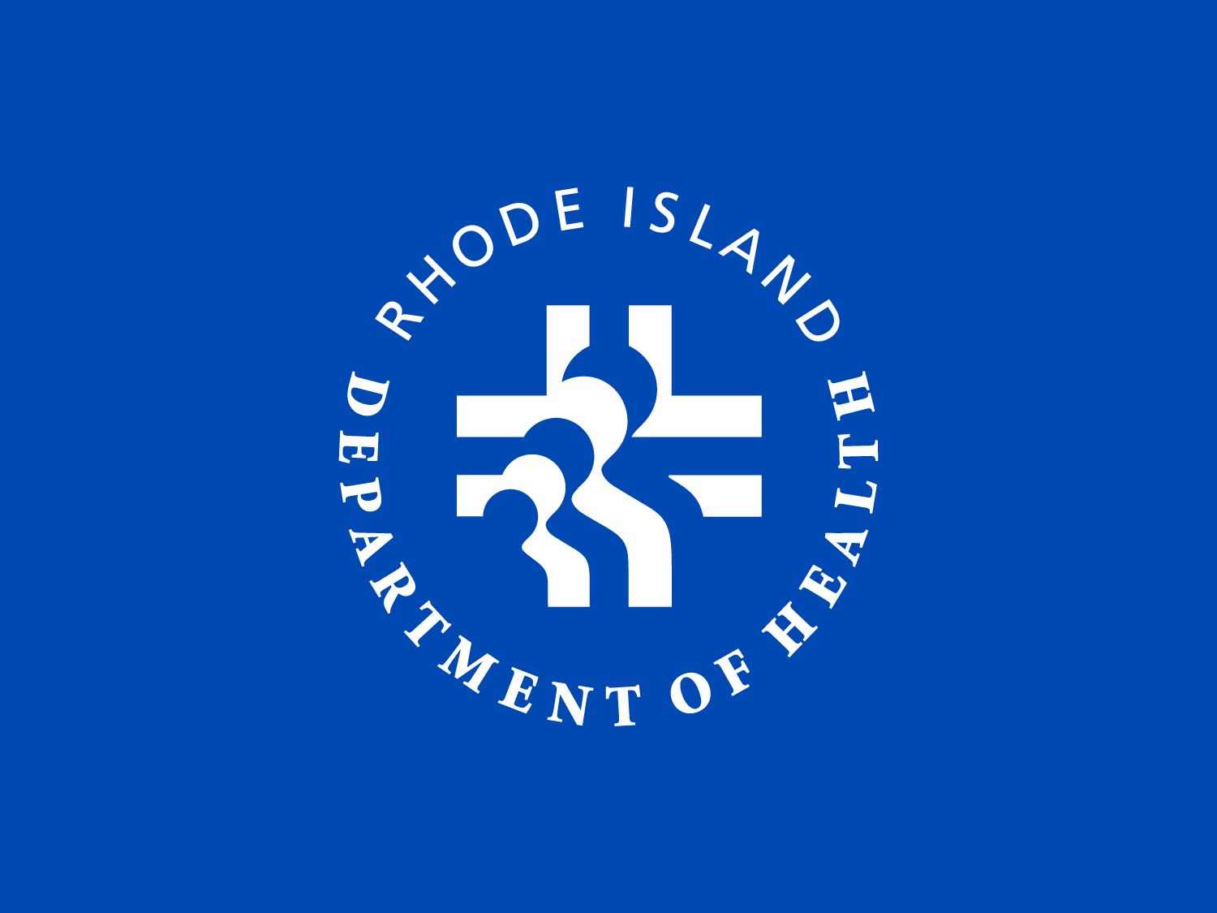RHODE ISLAND DEPARTMENT OF HEALTH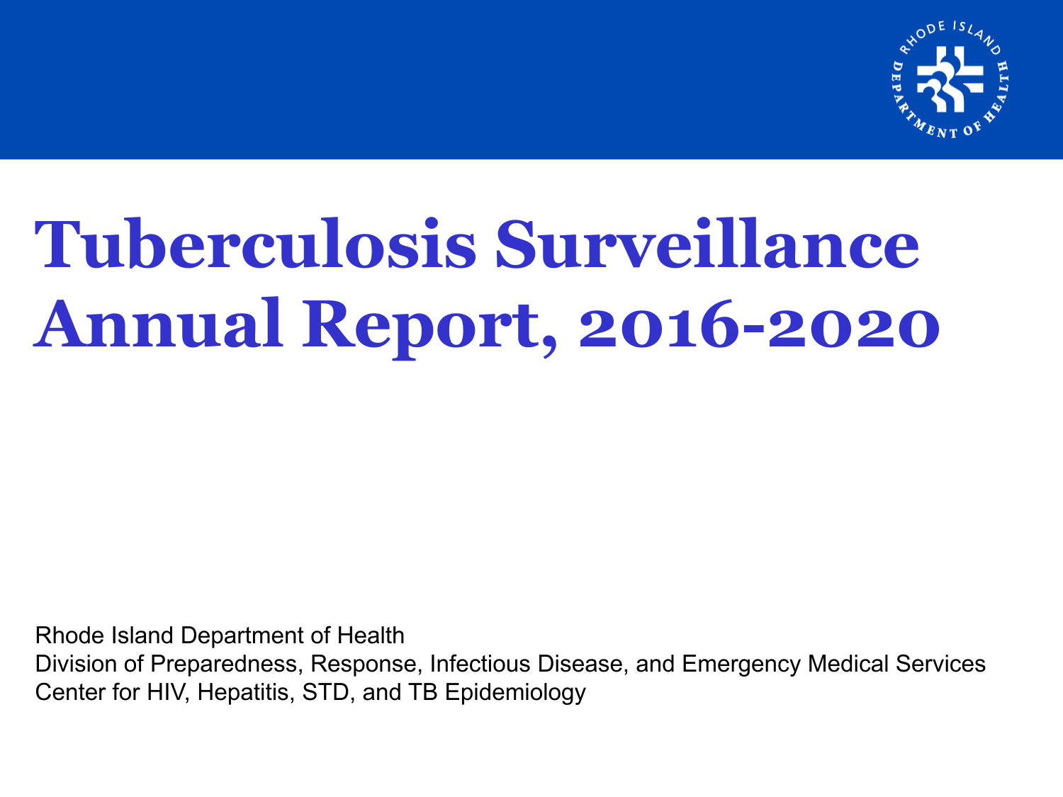# Tuberculosis Surveillance Annual Report, 2016-2020

Rhode Island Department of Health
Division of Preparedness, Response, Infectious Disease, and Emergency Medical Services
Center for HIV, Hepatitis, STD, and TB Epidemiology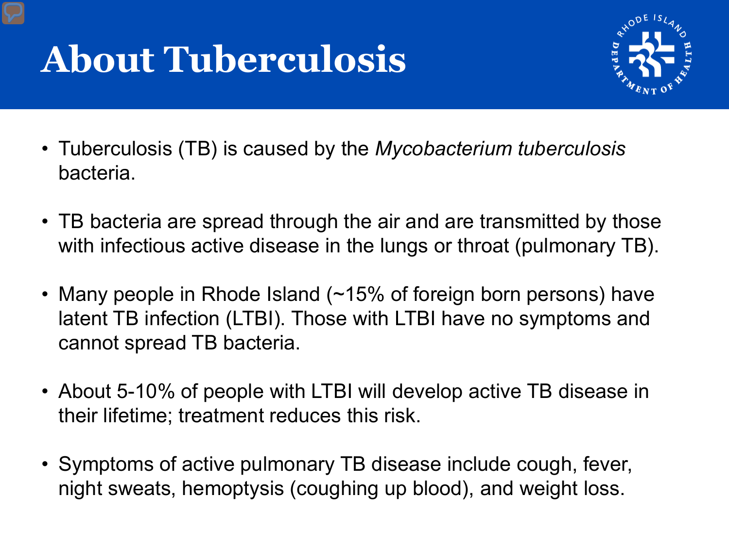# About Tuberculosis

- Tuberculosis (TB) is caused by the *Mycobacterium tuberculosis* bacteria.
- TB bacteria are spread through the air and are transmitted by those with infectious active disease in the lungs or throat (pulmonary TB).
- Many people in Rhode Island (~15% of foreign born persons) have latent TB infection (LTBI). Those with LTBI have no symptoms and cannot spread TB bacteria.
- About 5-10% of people with LTBI will develop active TB disease in their lifetime; treatment reduces this risk.
- Symptoms of active pulmonary TB disease include cough, fever, night sweats, hemoptysis (coughing up blood), and weight loss.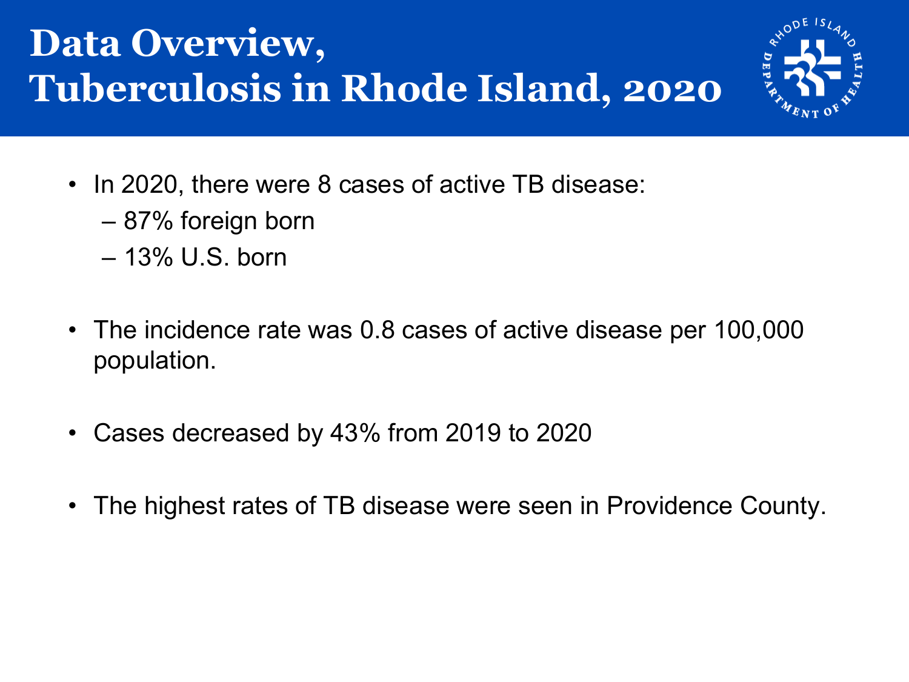# Data Overview, Tuberculosis in Rhode Island, 2020

- In 2020, there were 8 cases of active TB disease:
  - 87% foreign born
  - 13% U.S. born
- The incidence rate was 0.8 cases of active disease per 100,000 population.
- Cases decreased by 43% from 2019 to 2020
- The highest rates of TB disease were seen in Providence County.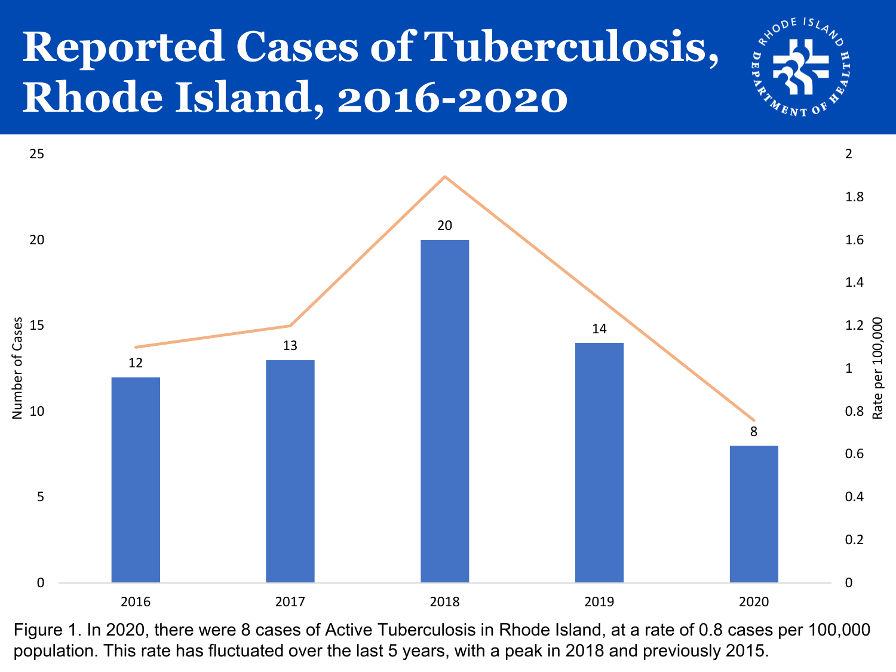# Reported Cases of Tuberculosis, Rhode Island, 2016-2020

| Year | Number of Cases |
|---|---|
| 2016 | 12 |
| 2017 | 13 |
| 2018 | 20 |
| 2019 | 14 |
| 2020 | 8 |

Figure 1. In 2020, there were 8 cases of Active Tuberculosis in Rhode Island, at a rate of 0.8 cases per 100,000 population. This rate has fluctuated over the last 5 years, with a peak in 2018 and previously 2015.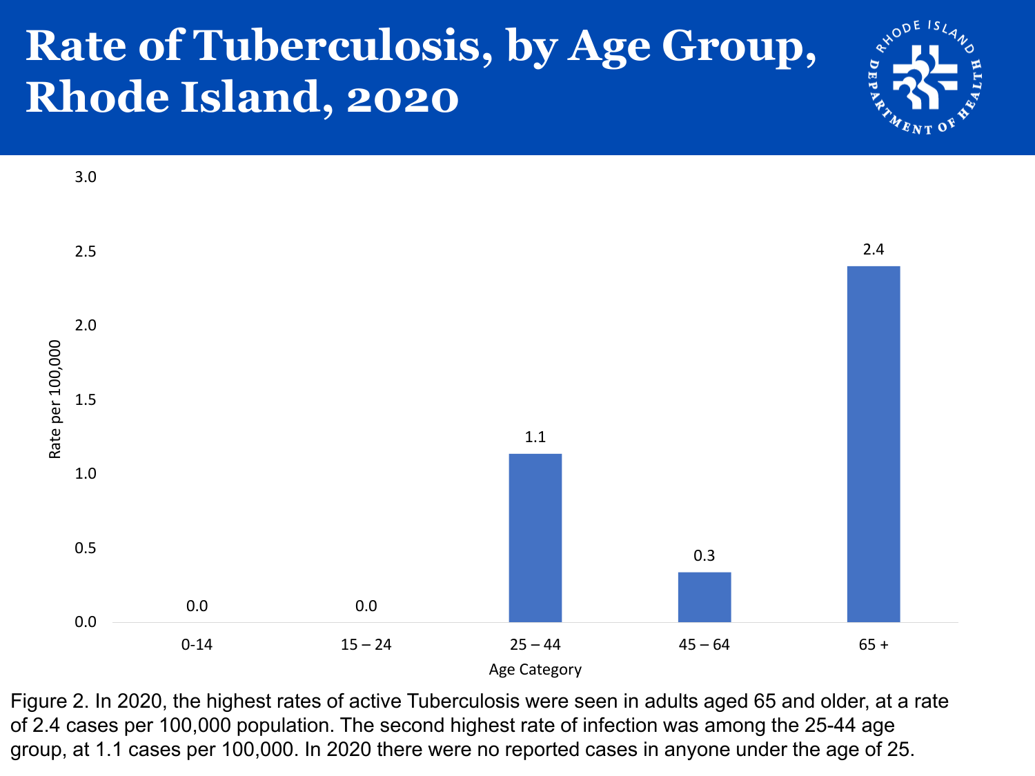# Rate of Tuberculosis, by Age Group, Rhode Island, 2020

| Age Category | Rate per 100,000 |
| --- | --- |
| 0-14 | 0.0 |
| 15 – 24 | 0.0 |
| 25 – 44 | 1.1 |
| 45 – 64 | 0.3 |
| 65 + | 2.4 |

Figure 2. In 2020, the highest rates of active Tuberculosis were seen in adults aged 65 and older, at a rate of 2.4 cases per 100,000 population. The second highest rate of infection was among the 25-44 age group, at 1.1 cases per 100,000. In 2020 there were no reported cases in anyone under the age of 25.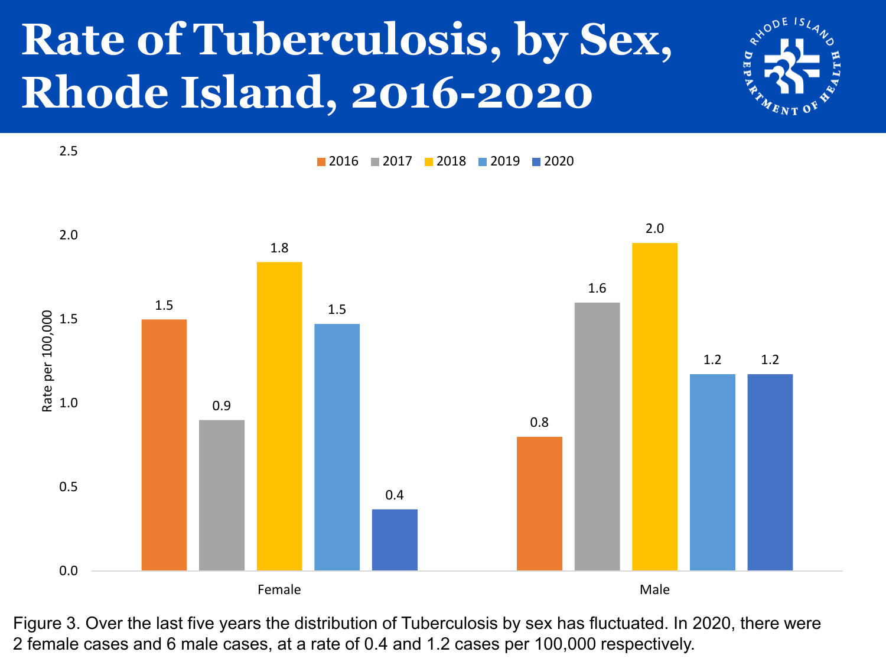# Rate of Tuberculosis, by Sex, Rhode Island, 2016-2020

| Sex | 2016 | 2017 | 2018 | 2019 | 2020 |
|---|---|---|---|---|---|
| Female | 1.5 | 0.9 | 1.8 | 1.5 | 0.4 |
| Male | 0.8 | 1.6 | 2.0 | 1.2 | 1.2 |

Rate per 100,000

Figure 3. Over the last five years the distribution of Tuberculosis by sex has fluctuated. In 2020, there were 2 female cases and 6 male cases, at a rate of 0.4 and 1.2 cases per 100,000 respectively.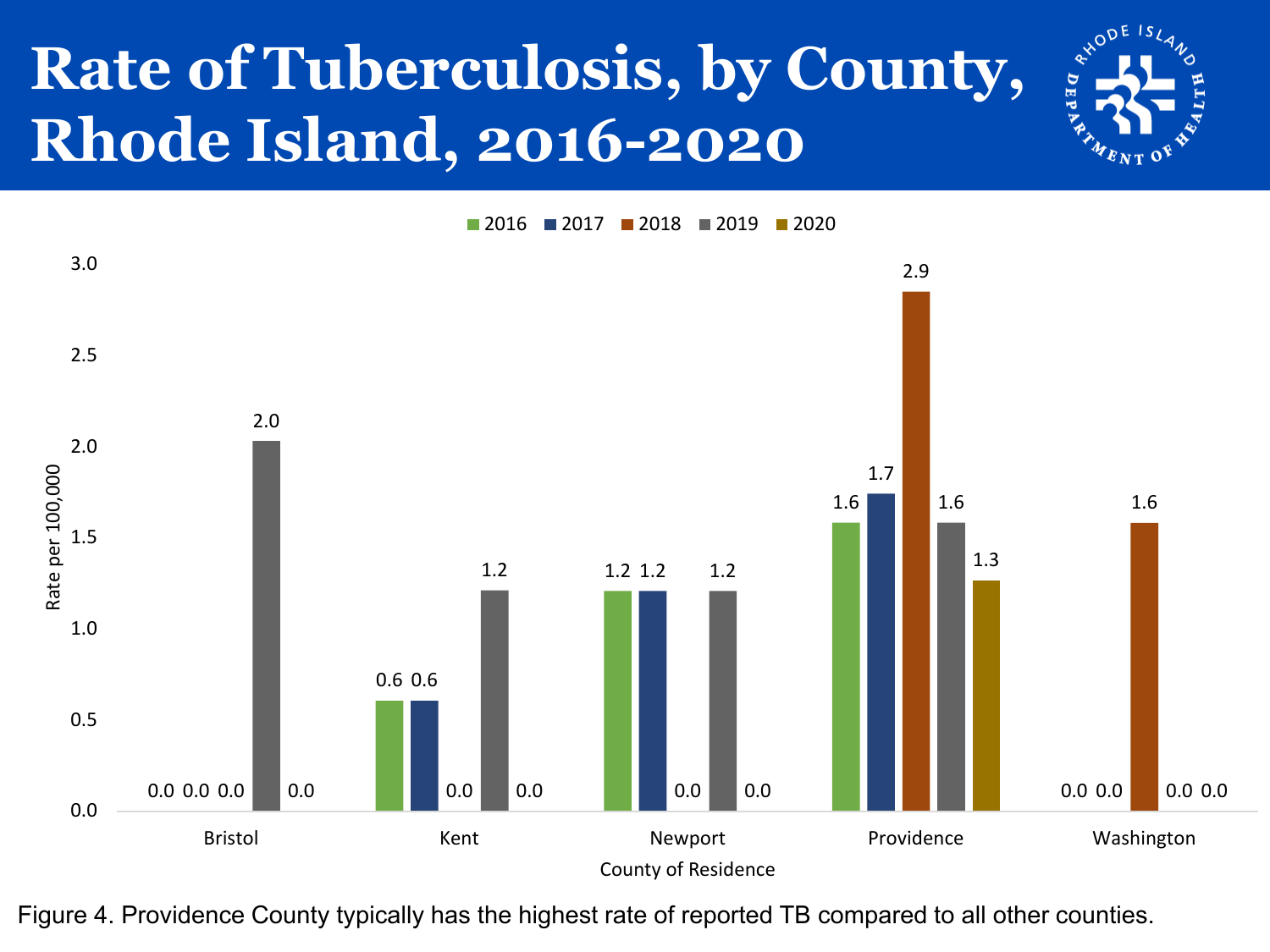# Rate of Tuberculosis, by County, Rhode Island, 2016-2020

| County of Residence | 2016 | 2017 | 2018 | 2019 | 2020 |
|---|---|---|---|---|---|
| Bristol | 0.0 | 0.0 | 0.0 | 2.0 | 0.0 |
| Kent | 0.6 | 0.6 | 0.0 | 1.2 | 0.0 |
| Newport | 1.2 | 1.2 | 0.0 | 1.2 | 0.0 |
| Providence | 1.6 | 1.7 | 2.9 | 1.6 | 1.3 |
| Washington | 0.0 | 0.0 | 1.6 | 0.0 | 0.0 |

Rate per 100,000

Figure 4. Providence County typically has the highest rate of reported TB compared to all other counties.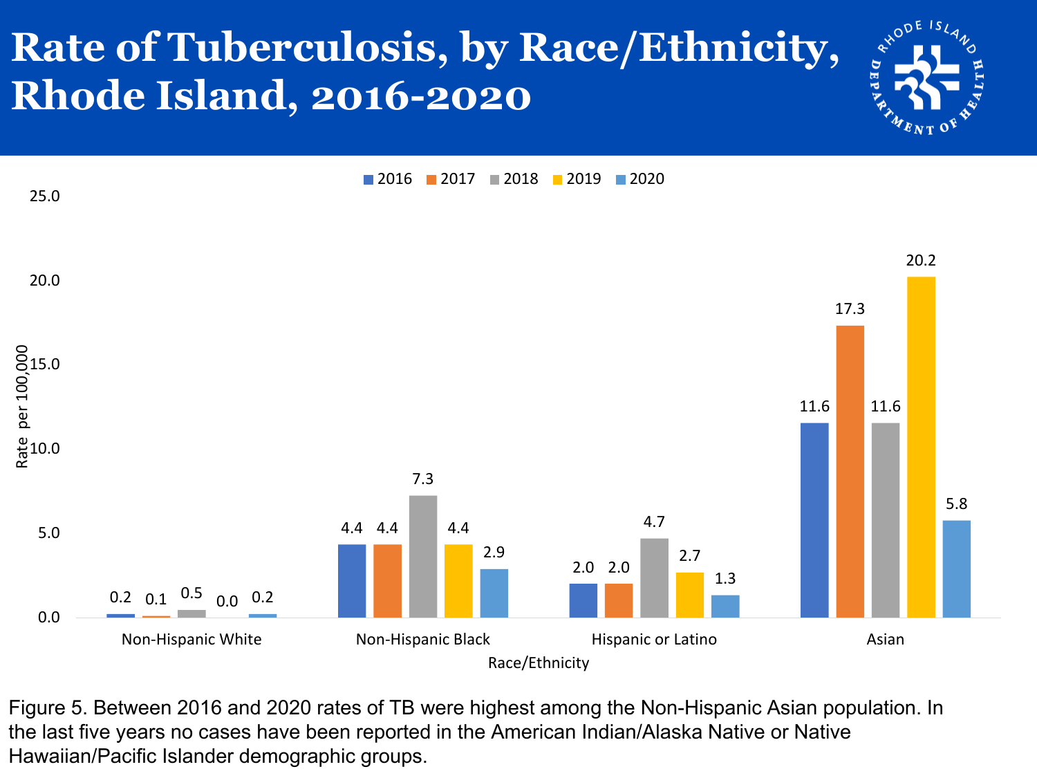# Rate of Tuberculosis, by Race/Ethnicity, Rhode Island, 2016-2020

| Race/Ethnicity | 2016 | 2017 | 2018 | 2019 | 2020 |
|---|---|---|---|---|---|
| Non-Hispanic White | 0.2 | 0.1 | 0.5 | 0.0 | 0.2 |
| Non-Hispanic Black | 4.4 | 4.4 | 7.3 | 4.4 | 2.9 |
| Hispanic or Latino | 2.0 | 2.0 | 4.7 | 2.7 | 1.3 |
| Asian | 11.6 | 17.3 | 11.6 | 20.2 | 5.8 |

Rate per 100,000

Figure 5. Between 2016 and 2020 rates of TB were highest among the Non-Hispanic Asian population. In the last five years no cases have been reported in the American Indian/Alaska Native or Native Hawaiian/Pacific Islander demographic groups.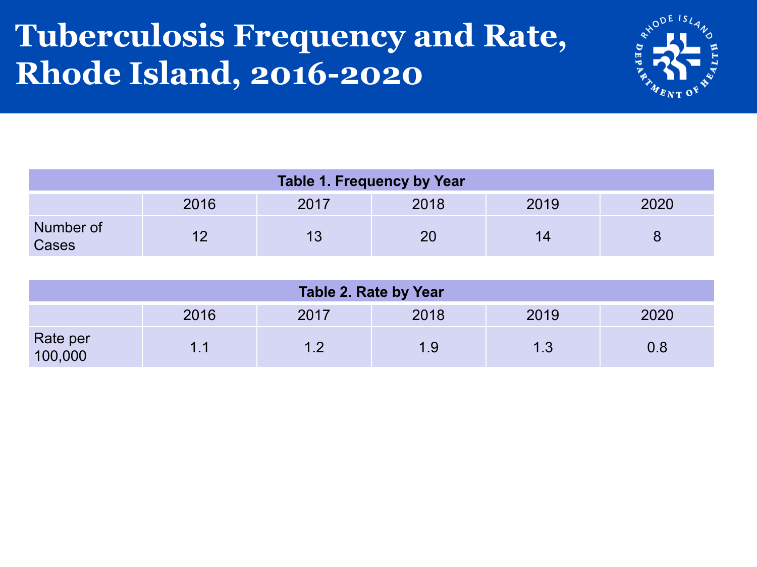# Tuberculosis Frequency and Rate, Rhode Island, 2016-2020

**Table 1. Frequency by Year**

| | 2016 | 2017 | 2018 | 2019 | 2020 |
|---|---|---|---|---|---|
| Number of Cases | 12 | 13 | 20 | 14 | 8 |

**Table 2. Rate by Year**

| | 2016 | 2017 | 2018 | 2019 | 2020 |
|---|---|---|---|---|---|
| Rate per 100,000 | 1.1 | 1.2 | 1.9 | 1.3 | 0.8 |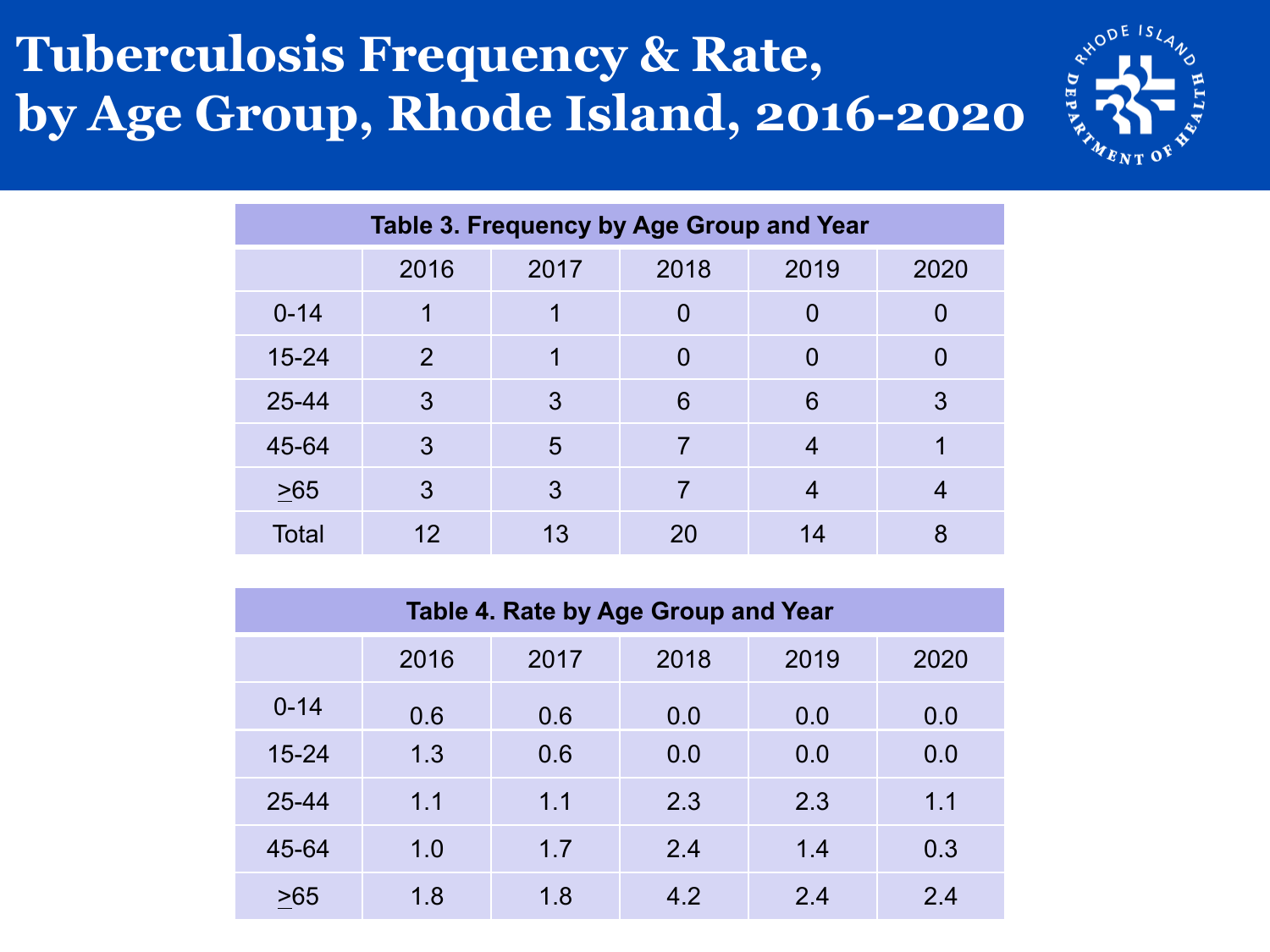# Tuberculosis Frequency & Rate, by Age Group, Rhode Island, 2016-2020

**Table 3. Frequency by Age Group and Year**

| | 2016 | 2017 | 2018 | 2019 | 2020 |
|---|---|---|---|---|---|
| 0-14 | 1 | 1 | 0 | 0 | 0 |
| 15-24 | 2 | 1 | 0 | 0 | 0 |
| 25-44 | 3 | 3 | 6 | 6 | 3 |
| 45-64 | 3 | 5 | 7 | 4 | 1 |
| ≥65 | 3 | 3 | 7 | 4 | 4 |
| Total | 12 | 13 | 20 | 14 | 8 |

**Table 4. Rate by Age Group and Year**

| | 2016 | 2017 | 2018 | 2019 | 2020 |
|---|---|---|---|---|---|
| 0-14 | 0.6 | 0.6 | 0.0 | 0.0 | 0.0 |
| 15-24 | 1.3 | 0.6 | 0.0 | 0.0 | 0.0 |
| 25-44 | 1.1 | 1.1 | 2.3 | 2.3 | 1.1 |
| 45-64 | 1.0 | 1.7 | 2.4 | 1.4 | 0.3 |
| ≥65 | 1.8 | 1.8 | 4.2 | 2.4 | 2.4 |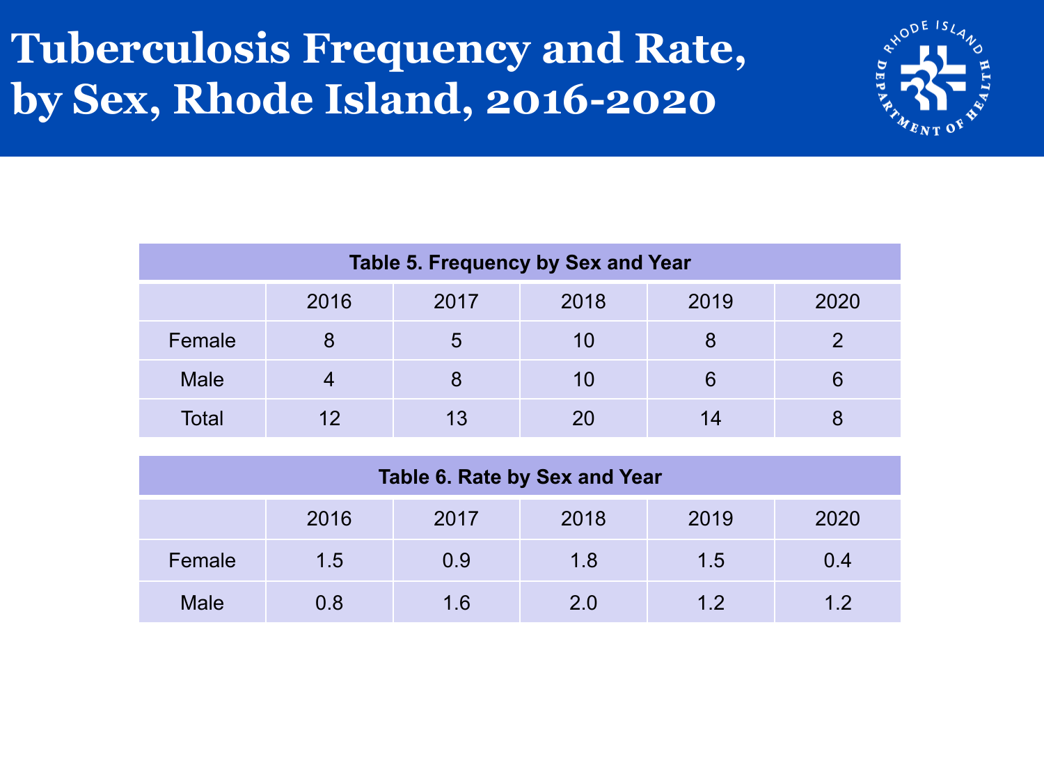# Tuberculosis Frequency and Rate, by Sex, Rhode Island, 2016-2020

**Table 5. Frequency by Sex and Year**

| | 2016 | 2017 | 2018 | 2019 | 2020 |
|---|---|---|---|---|---|
| Female | 8 | 5 | 10 | 8 | 2 |
| Male | 4 | 8 | 10 | 6 | 6 |
| Total | 12 | 13 | 20 | 14 | 8 |

**Table 6. Rate by Sex and Year**

| | 2016 | 2017 | 2018 | 2019 | 2020 |
|---|---|---|---|---|---|
| Female | 1.5 | 0.9 | 1.8 | 1.5 | 0.4 |
| Male | 0.8 | 1.6 | 2.0 | 1.2 | 1.2 |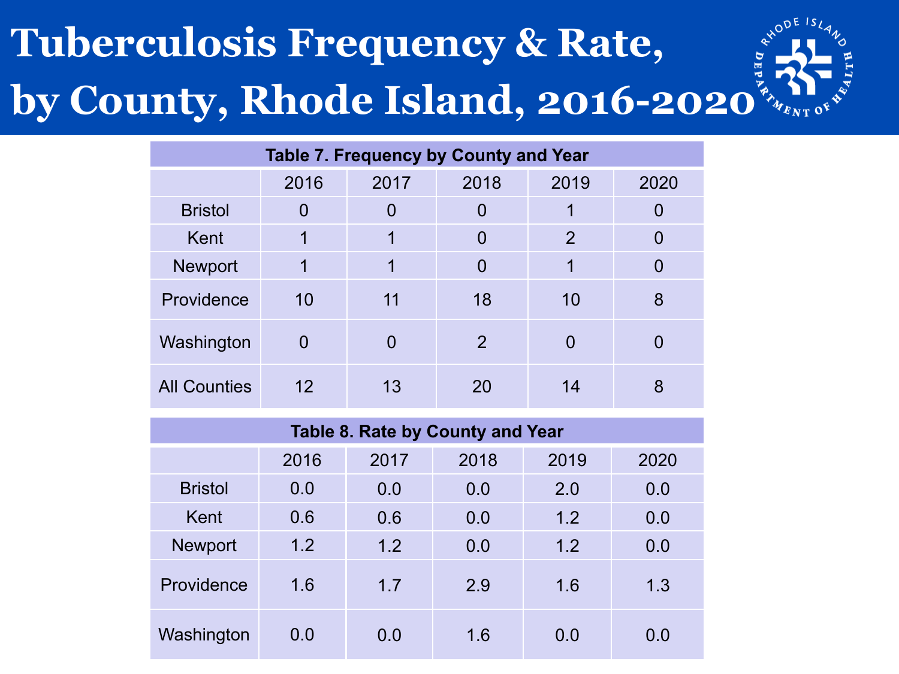# Tuberculosis Frequency & Rate, by County, Rhode Island, 2016-2020

**Table 7. Frequency by County and Year**

| | 2016 | 2017 | 2018 | 2019 | 2020 |
|---|---|---|---|---|---|
| Bristol | 0 | 0 | 0 | 1 | 0 |
| Kent | 1 | 1 | 0 | 2 | 0 |
| Newport | 1 | 1 | 0 | 1 | 0 |
| Providence | 10 | 11 | 18 | 10 | 8 |
| Washington | 0 | 0 | 2 | 0 | 0 |
| All Counties | 12 | 13 | 20 | 14 | 8 |

**Table 8. Rate by County and Year**

| | 2016 | 2017 | 2018 | 2019 | 2020 |
|---|---|---|---|---|---|
| Bristol | 0.0 | 0.0 | 0.0 | 2.0 | 0.0 |
| Kent | 0.6 | 0.6 | 0.0 | 1.2 | 0.0 |
| Newport | 1.2 | 1.2 | 0.0 | 1.2 | 0.0 |
| Providence | 1.6 | 1.7 | 2.9 | 1.6 | 1.3 |
| Washington | 0.0 | 0.0 | 1.6 | 0.0 | 0.0 |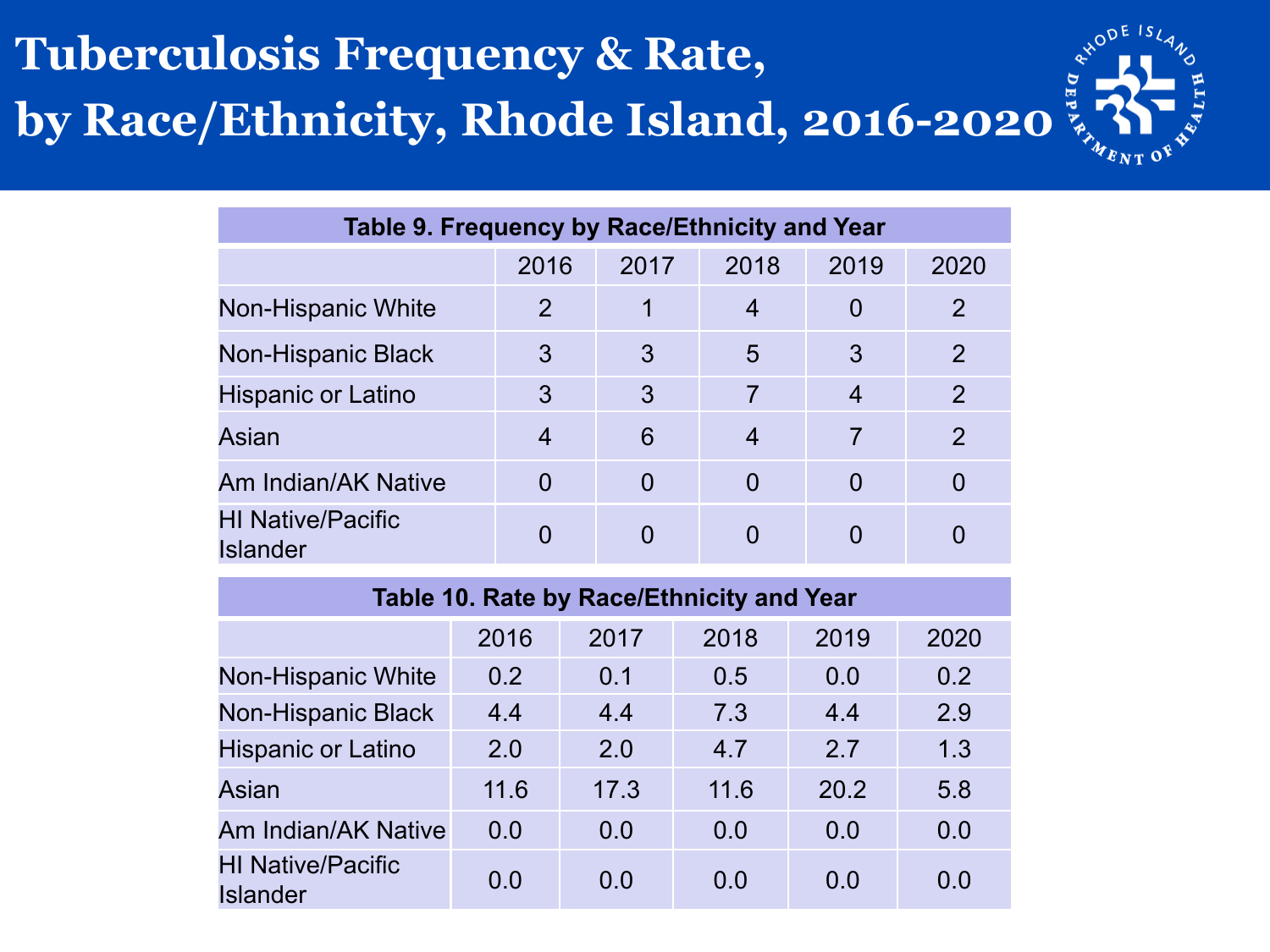# Tuberculosis Frequency & Rate, by Race/Ethnicity, Rhode Island, 2016-2020

**Table 9. Frequency by Race/Ethnicity and Year**

| | 2016 | 2017 | 2018 | 2019 | 2020 |
|---|---|---|---|---|---|
| Non-Hispanic White | 2 | 1 | 4 | 0 | 2 |
| Non-Hispanic Black | 3 | 3 | 5 | 3 | 2 |
| Hispanic or Latino | 3 | 3 | 7 | 4 | 2 |
| Asian | 4 | 6 | 4 | 7 | 2 |
| Am Indian/AK Native | 0 | 0 | 0 | 0 | 0 |
| HI Native/Pacific Islander | 0 | 0 | 0 | 0 | 0 |

**Table 10. Rate by Race/Ethnicity and Year**

| | 2016 | 2017 | 2018 | 2019 | 2020 |
|---|---|---|---|---|---|
| Non-Hispanic White | 0.2 | 0.1 | 0.5 | 0.0 | 0.2 |
| Non-Hispanic Black | 4.4 | 4.4 | 7.3 | 4.4 | 2.9 |
| Hispanic or Latino | 2.0 | 2.0 | 4.7 | 2.7 | 1.3 |
| Asian | 11.6 | 17.3 | 11.6 | 20.2 | 5.8 |
| Am Indian/AK Native | 0.0 | 0.0 | 0.0 | 0.0 | 0.0 |
| HI Native/Pacific Islander | 0.0 | 0.0 | 0.0 | 0.0 | 0.0 |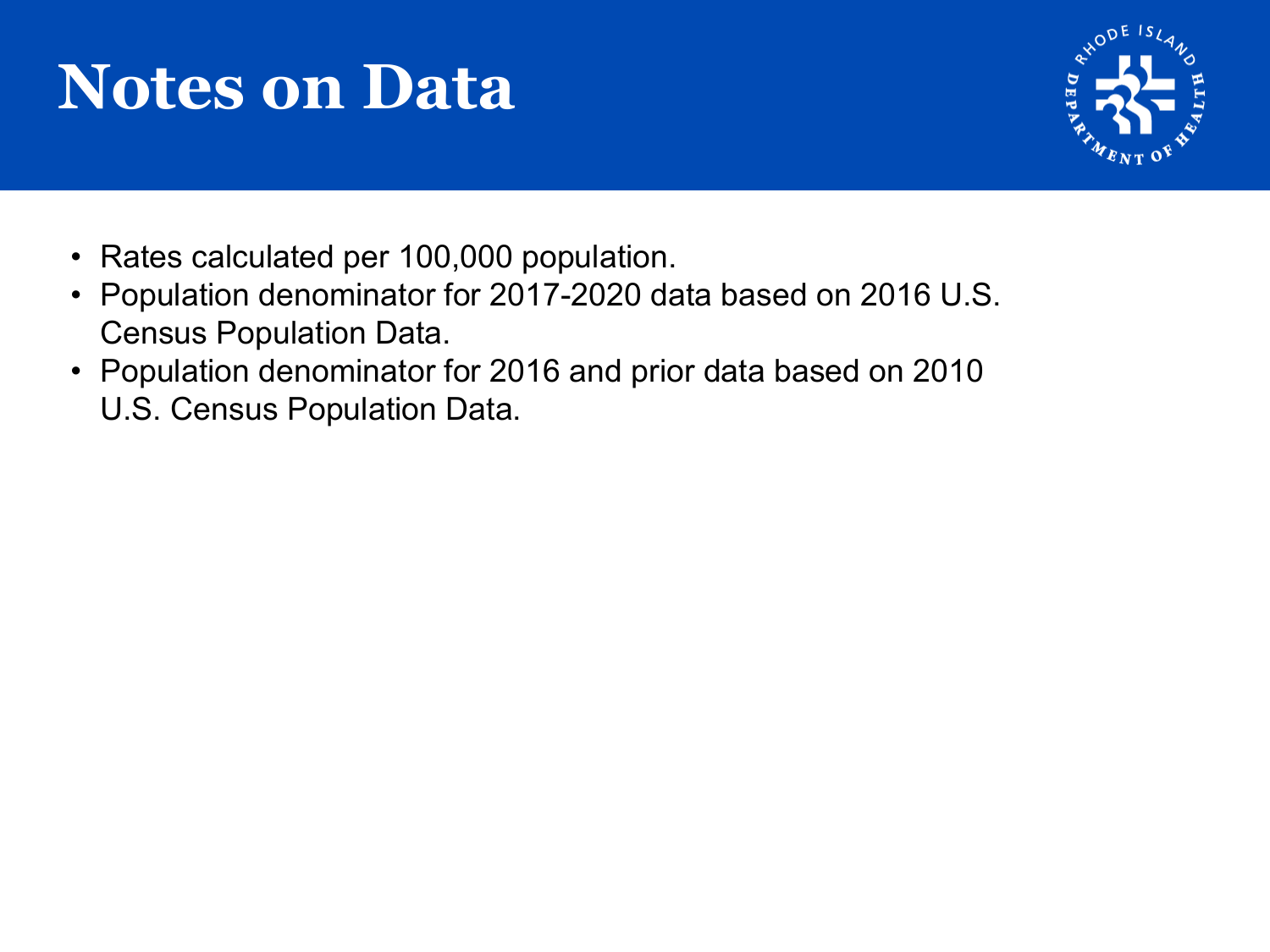# Notes on Data

- Rates calculated per 100,000 population.
- Population denominator for 2017-2020 data based on 2016 U.S. Census Population Data.
- Population denominator for 2016 and prior data based on 2010 U.S. Census Population Data.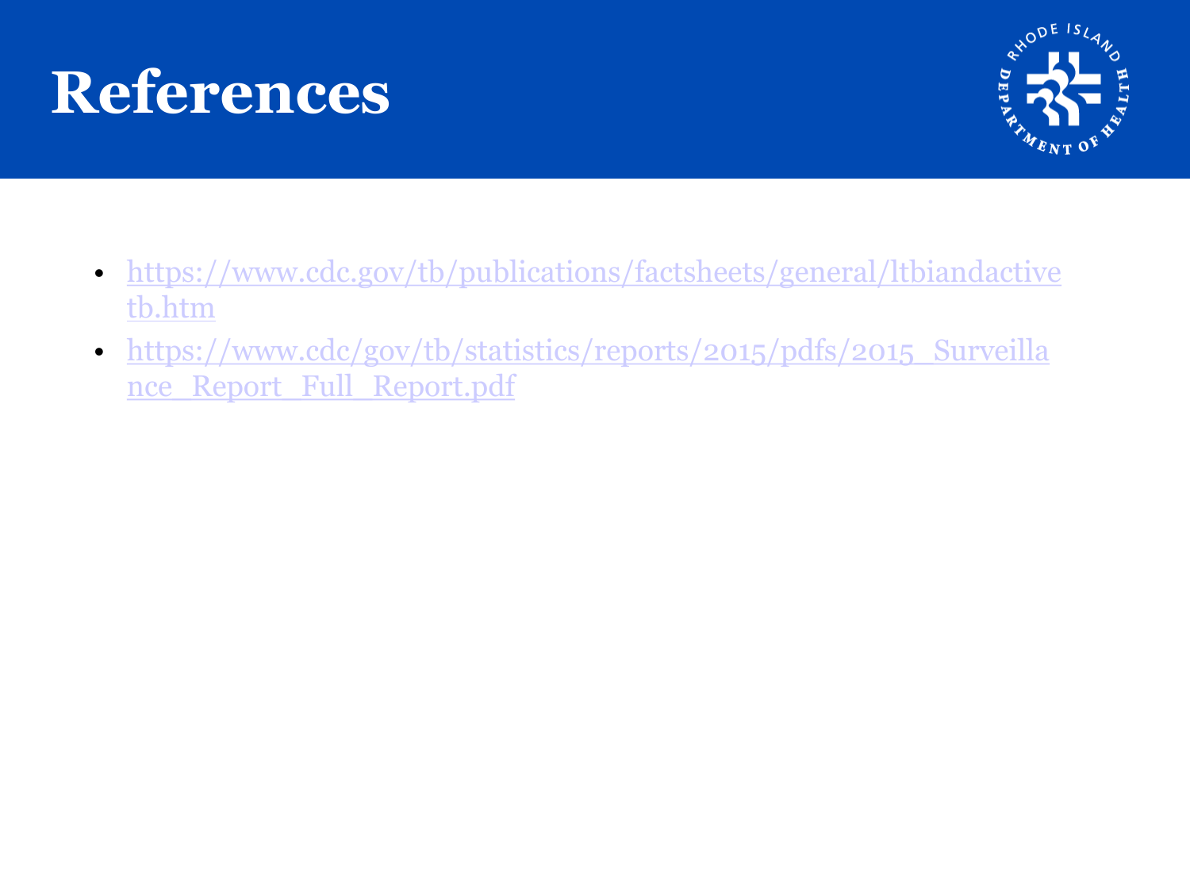# References

- https://www.cdc.gov/tb/publications/factsheets/general/ltbiandactivetb.htm
- https://www.cdc/gov/tb/statistics/reports/2015/pdfs/2015_Surveillance_Report_Full_Report.pdf